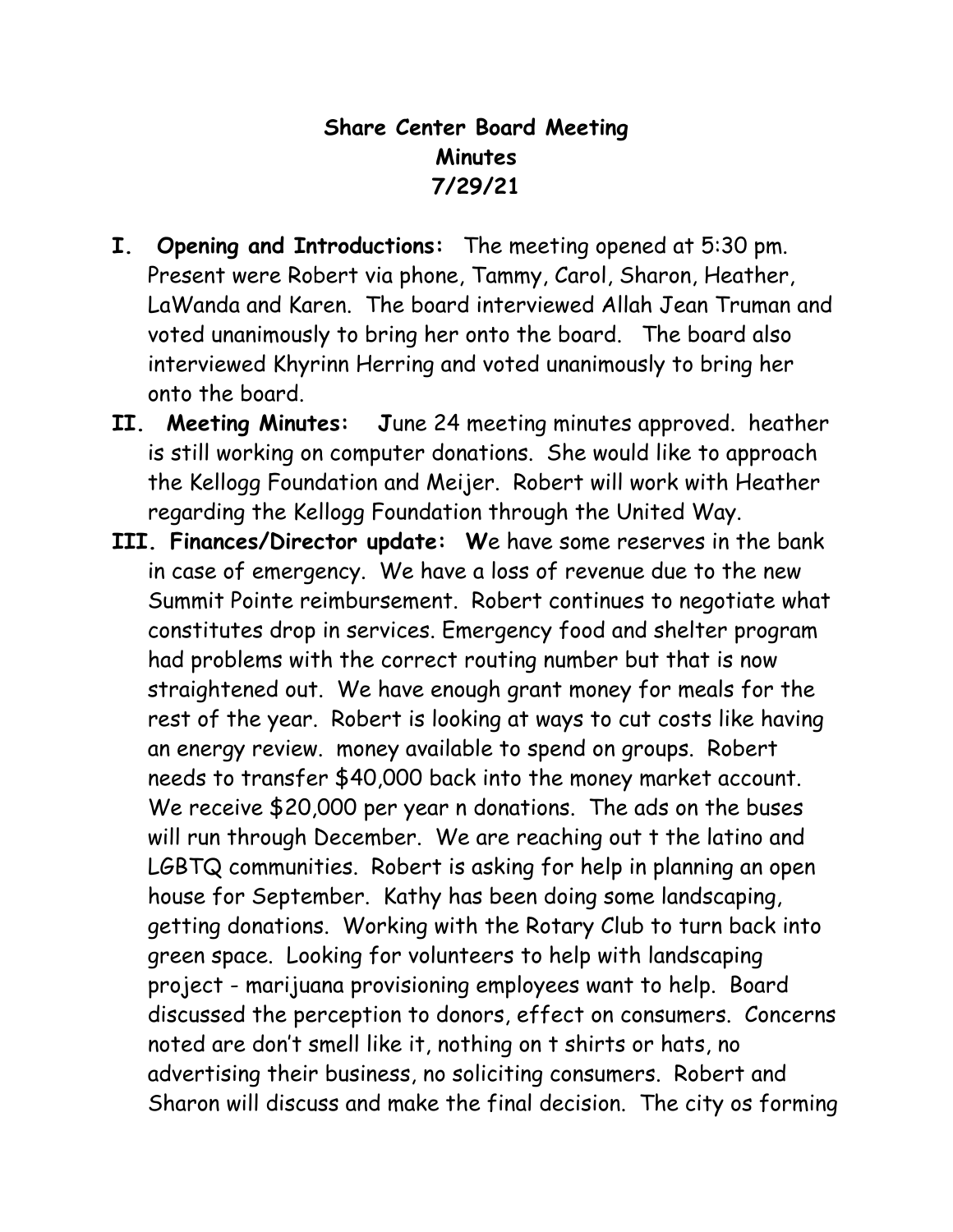# Share Center Board Meeting
## Minutes
## 7/29/21

**I. Opening and Introductions:** The meeting opened at 5:30 pm. Present were Robert via phone, Tammy, Carol, Sharon, Heather, LaWanda and Karen. The board interviewed Allah Jean Truman and voted unanimously to bring her onto the board. The board also interviewed Khyrinn Herring and voted unanimously to bring her onto the board.

**II. Meeting Minutes:** June 24 meeting minutes approved. heather is still working on computer donations. She would like to approach the Kellogg Foundation and Meijer. Robert will work with Heather regarding the Kellogg Foundation through the United Way.

**III. Finances/Director update:** We have some reserves in the bank in case of emergency. We have a loss of revenue due to the new Summit Pointe reimbursement. Robert continues to negotiate what constitutes drop in services. Emergency food and shelter program had problems with the correct routing number but that is now straightened out. We have enough grant money for meals for the rest of the year. Robert is looking at ways to cut costs like having an energy review. money available to spend on groups. Robert needs to transfer $40,000 back into the money market account. We receive $20,000 per year n donations. The ads on the buses will run through December. We are reaching out t the latino and LGBTQ communities. Robert is asking for help in planning an open house for September. Kathy has been doing some landscaping, getting donations. Working with the Rotary Club to turn back into green space. Looking for volunteers to help with landscaping project - marijuana provisioning employees want to help. Board discussed the perception to donors, effect on consumers. Concerns noted are don't smell like it, nothing on t shirts or hats, no advertising their business, no soliciting consumers. Robert and Sharon will discuss and make the final decision. The city os forming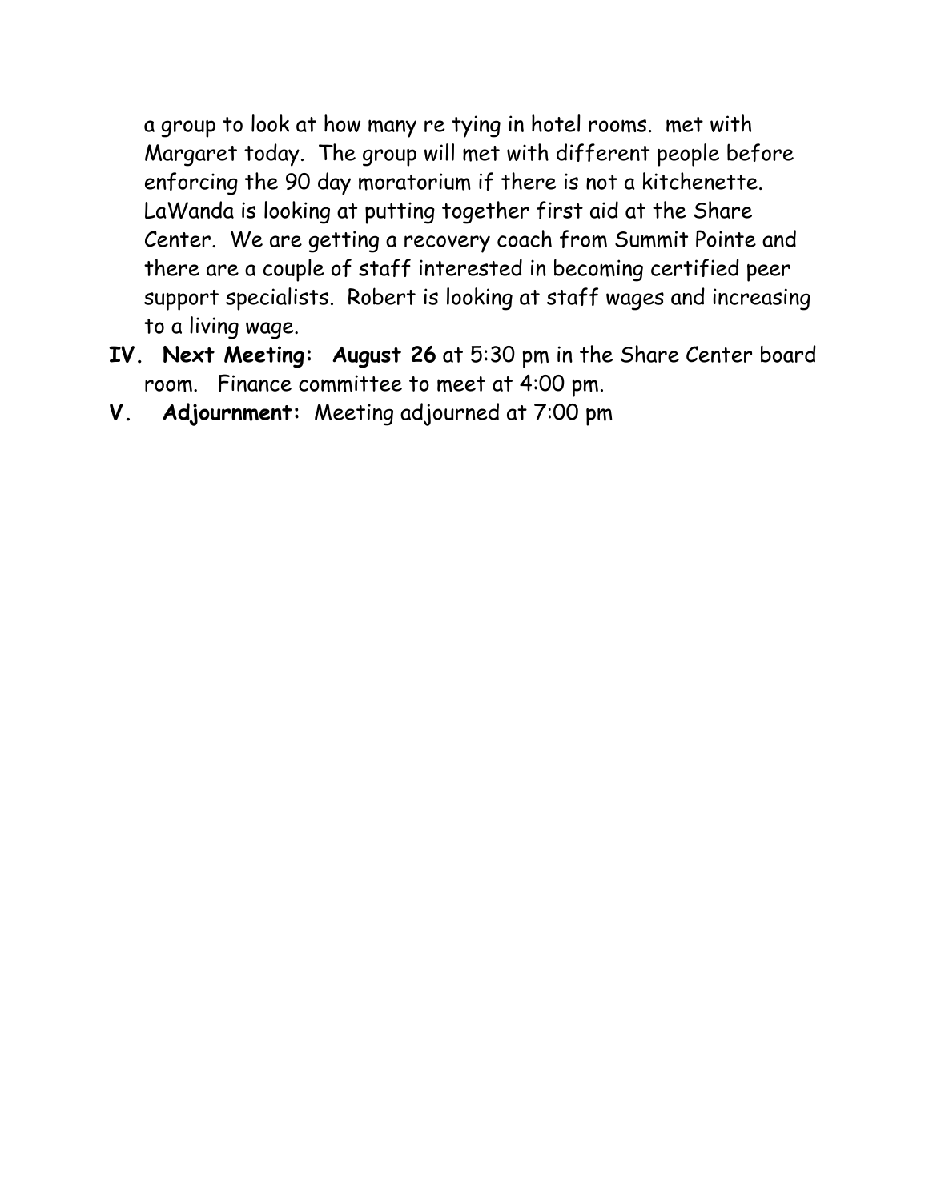a group to look at how many re tying in hotel rooms. met with Margaret today. The group will met with different people before enforcing the 90 day moratorium if there is not a kitchenette. LaWanda is looking at putting together first aid at the Share Center. We are getting a recovery coach from Summit Pointe and there are a couple of staff interested in becoming certified peer support specialists. Robert is looking at staff wages and increasing to a living wage.

**IV. Next Meeting: August 26** at 5:30 pm in the Share Center board room. Finance committee to meet at 4:00 pm.

**V. Adjournment:** Meeting adjourned at 7:00 pm